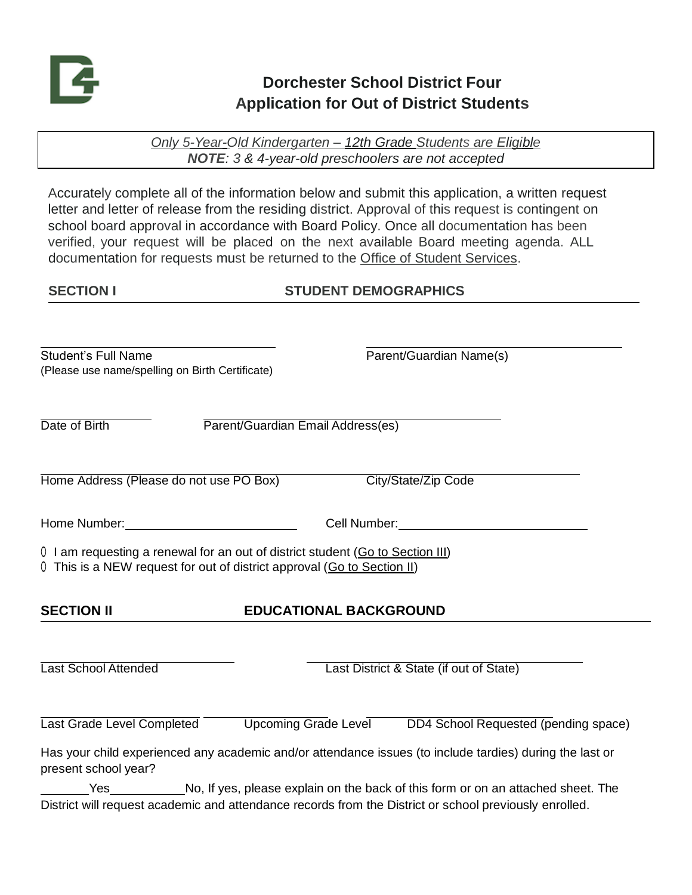# Dorchester School District Four
# Application for Out of District Students

*Only 5-Year-Old Kindergarten – 12th Grade Students are Eligible*
***NOTE**: 3 & 4-year-old preschoolers are not accepted*

Accurately complete all of the information below and submit this application, a written request letter and letter of release from the residing district. Approval of this request is contingent on school board approval in accordance with Board Policy. Once all documentation has been verified, your request will be placed on the next available Board meeting agenda. ALL documentation for requests must be returned to the Office of Student Services.

## SECTION I STUDENT DEMOGRAPHICS

\_\_\_\_\_\_\_\_\_\_\_\_\_\_\_\_\_\_\_\_\_\_\_\_\_\_\_\_\_\_\_\_
Student's Full Name
(Please use name/spelling on Birth Certificate)

\_\_\_\_\_\_\_\_\_\_\_\_\_\_\_\_\_\_\_\_\_\_\_\_\_\_\_\_\_\_\_\_
Parent/Guardian Name(s)

\_\_\_\_\_\_\_\_\_\_\_\_\_\_\_\_
Date of Birth

\_\_\_\_\_\_\_\_\_\_\_\_\_\_\_\_\_\_\_\_\_\_\_\_\_\_\_\_\_\_\_\_
Parent/Guardian Email Address(es)

\_\_\_\_\_\_\_\_\_\_\_\_\_\_\_\_\_\_\_\_\_\_\_\_\_\_\_\_\_\_\_\_
Home Address (Please do not use PO Box)

\_\_\_\_\_\_\_\_\_\_\_\_\_\_\_\_\_\_\_\_\_\_\_\_\_\_\_\_\_\_\_\_
City/State/Zip Code

Home Number: \_\_\_\_\_\_\_\_\_\_\_\_\_\_\_\_\_\_\_\_ Cell Number: \_\_\_\_\_\_\_\_\_\_\_\_\_\_\_\_\_\_\_\_

- ▯ I am requesting a renewal for an out of district student (Go to Section III)
- ▯ This is a NEW request for out of district approval (Go to Section II)

## SECTION II EDUCATIONAL BACKGROUND

\_\_\_\_\_\_\_\_\_\_\_\_\_\_\_\_\_\_\_\_\_\_\_\_\_\_\_\_\_\_\_\_
Last School Attended

\_\_\_\_\_\_\_\_\_\_\_\_\_\_\_\_\_\_\_\_\_\_\_\_\_\_\_\_\_\_\_\_
Last District & State (if out of State)

\_\_\_\_\_\_\_\_\_\_\_\_\_\_\_\_\_\_\_\_
Last Grade Level Completed

\_\_\_\_\_\_\_\_\_\_\_\_\_\_\_\_\_\_\_\_
Upcoming Grade Level

\_\_\_\_\_\_\_\_\_\_\_\_\_\_\_\_\_\_\_\_
DD4 School Requested (pending space)

Has your child experienced any academic and/or attendance issues (to include tardies) during the last or present school year?

\_\_\_\_\_\_\_ Yes \_\_\_\_\_\_\_\_\_\_ No, If yes, please explain on the back of this form or on an attached sheet. The District will request academic and attendance records from the District or school previously enrolled.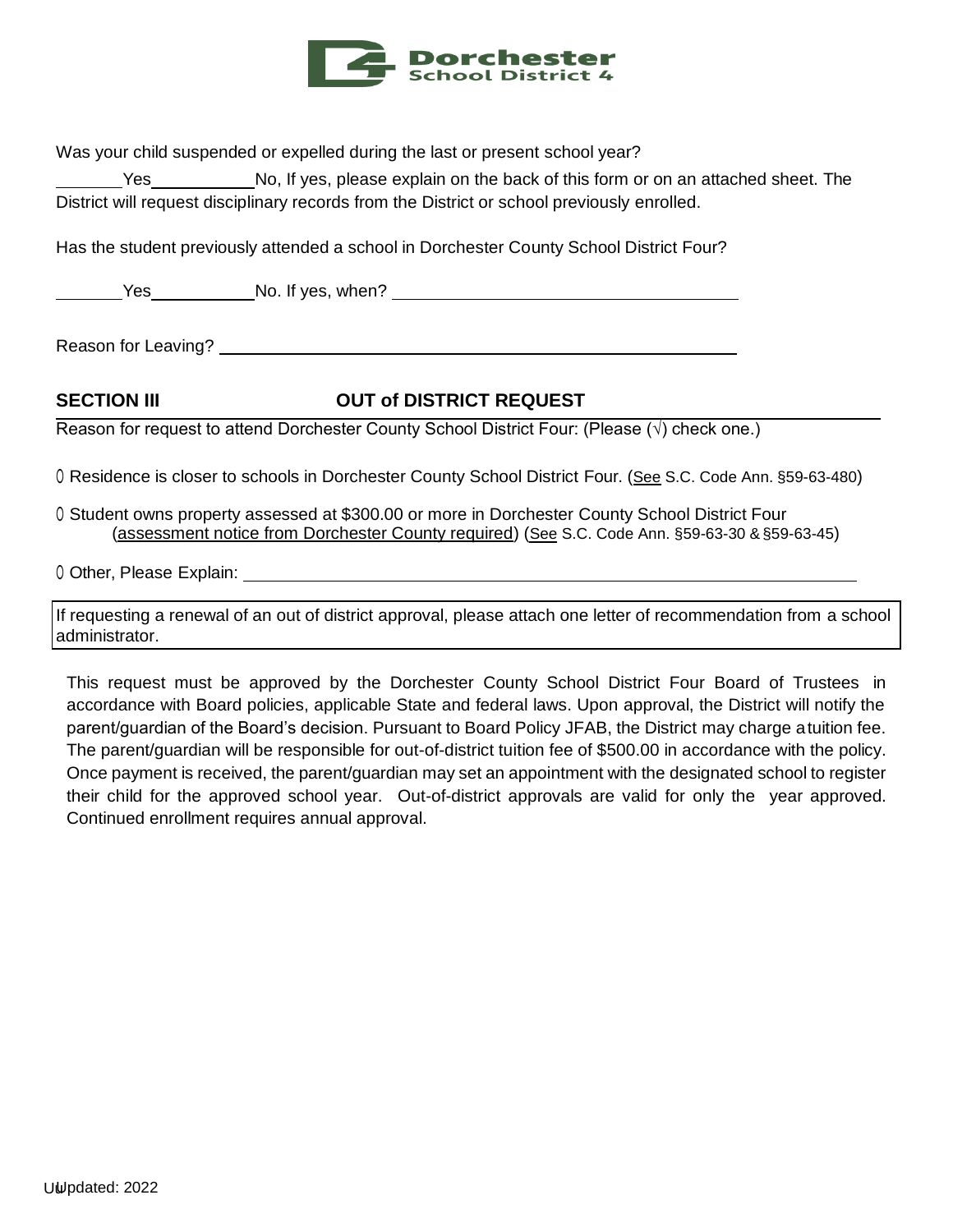Was your child suspended or expelled during the last or present school year?

\_\_\_\_\_\_\_Yes\_\_\_\_\_\_\_\_\_\_No, If yes, please explain on the back of this form or on an attached sheet. The District will request disciplinary records from the District or school previously enrolled.

Has the student previously attended a school in Dorchester County School District Four?

\_\_\_\_\_\_\_Yes\_\_\_\_\_\_\_\_\_\_No. If yes, when? \_\_\_\_\_\_\_\_\_\_\_\_\_\_\_\_\_\_\_\_\_\_\_\_\_\_\_\_\_\_\_\_\_\_

Reason for Leaving? \_\_\_\_\_\_\_\_\_\_\_\_\_\_\_\_\_\_\_\_\_\_\_\_\_\_\_\_\_\_\_\_\_\_\_\_\_\_\_\_\_\_\_\_\_\_\_\_\_\_

## SECTION III OUT of DISTRICT REQUEST

Reason for request to attend Dorchester County School District Four: (Please (√) check one.)

- ☐ Residence is closer to schools in Dorchester County School District Four. (See S.C. Code Ann. §59-63-480)
- ☐ Student owns property assessed at $300.00 or more in Dorchester County School District Four (assessment notice from Dorchester County required) (See S.C. Code Ann. §59-63-30 & §59-63-45)
- ☐ Other, Please Explain: \_\_\_\_\_\_\_\_\_\_\_\_\_\_\_\_\_\_\_\_\_\_\_\_\_\_\_\_\_\_\_\_\_\_\_\_\_\_\_\_\_\_\_\_\_\_\_\_\_\_\_\_\_\_\_\_\_\_

If requesting a renewal of an out of district approval, please attach one letter of recommendation from a school administrator.

This request must be approved by the Dorchester County School District Four Board of Trustees in accordance with Board policies, applicable State and federal laws. Upon approval, the District will notify the parent/guardian of the Board's decision. Pursuant to Board Policy JFAB, the District may charge a tuition fee. The parent/guardian will be responsible for out-of-district tuition fee of $500.00 in accordance with the policy. Once payment is received, the parent/guardian may set an appointment with the designated school to register their child for the approved school year. Out-of-district approvals are valid for only the year approved. Continued enrollment requires annual approval.

Updated: 2022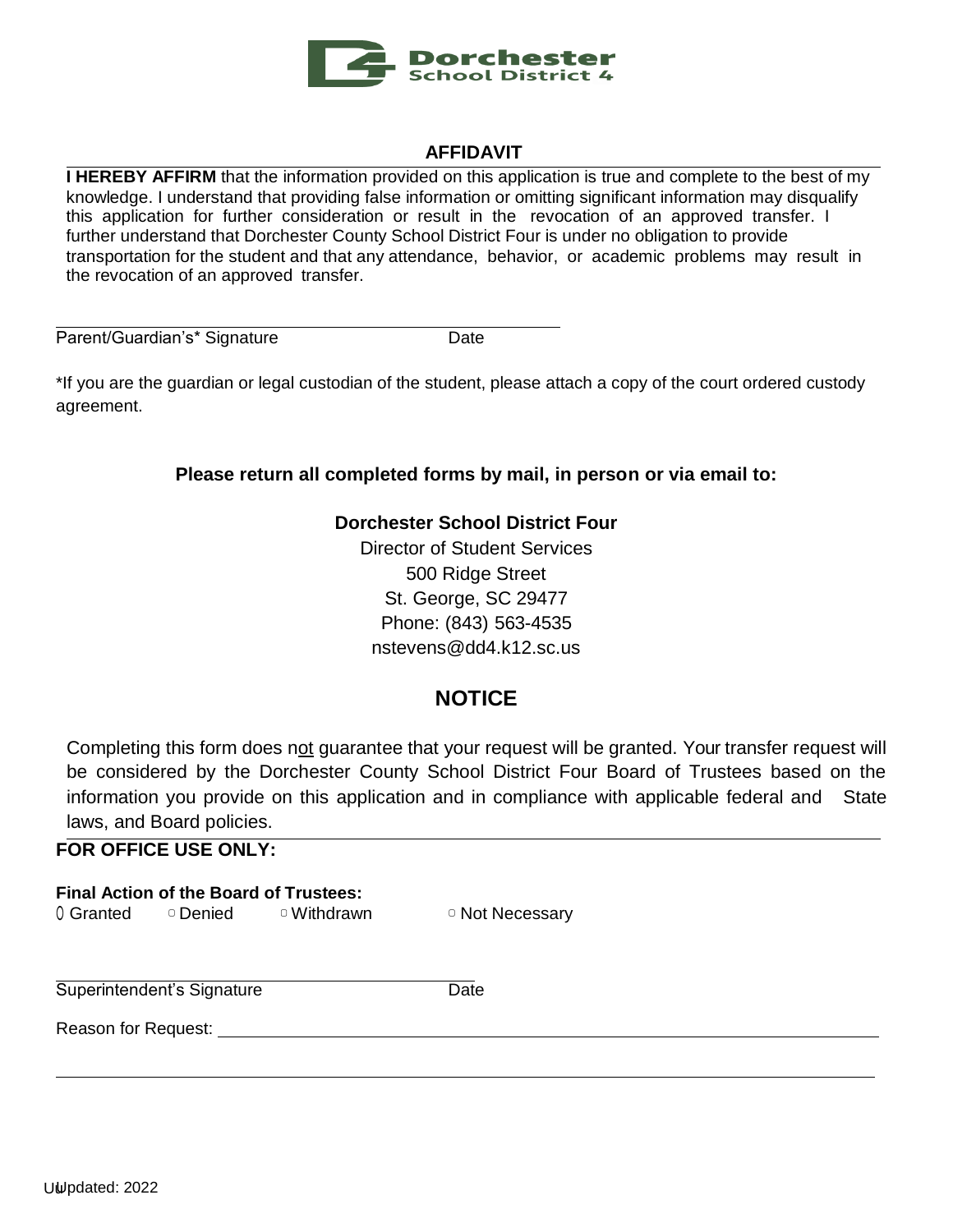Dorchester School District 4

## AFFIDAVIT

**I HEREBY AFFIRM** that the information provided on this application is true and complete to the best of my knowledge. I understand that providing false information or omitting significant information may disqualify this application for further consideration or result in the revocation of an approved transfer. I further understand that Dorchester County School District Four is under no obligation to provide transportation for the student and that any attendance, behavior, or academic problems may result in the revocation of an approved transfer.

Parent/Guardian's* Signature ______________________ Date ______________

*If you are the guardian or legal custodian of the student, please attach a copy of the court ordered custody agreement.

**Please return all completed forms by mail, in person or via email to:**

**Dorchester School District Four**
Director of Student Services
500 Ridge Street
St. George, SC 29477
Phone: (843) 563-4535
nstevens@dd4.k12.sc.us

## NOTICE

Completing this form does not guarantee that your request will be granted. Your transfer request will be considered by the Dorchester County School District Four Board of Trustees based on the information you provide on this application and in compliance with applicable federal and State laws, and Board policies.

**FOR OFFICE USE ONLY:**

**Final Action of the Board of Trustees:**
▢ Granted ▢ Denied ▢ Withdrawn ▢ Not Necessary

Superintendent's Signature ______________________ Date ______________

Reason for Request: ______________________________________________

Updated: 2022